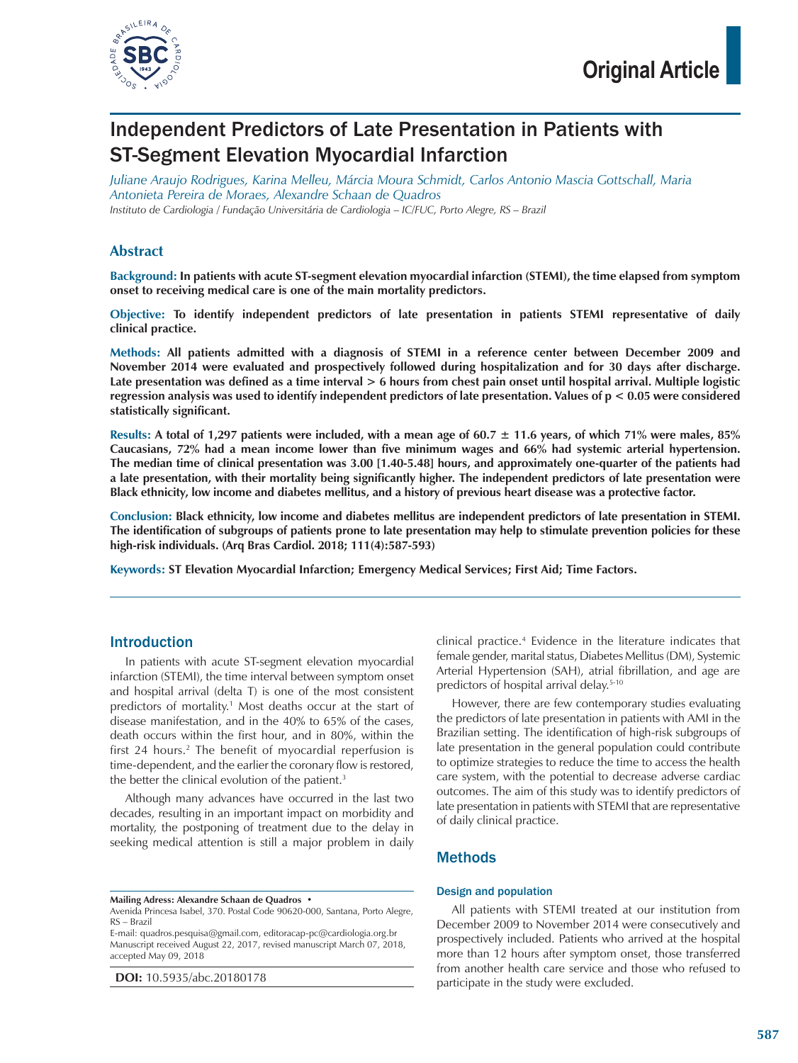# Independent Predictors of Late Presentation in Patients with ST-Segment Elevation Myocardial Infarction

*Juliane Araujo Rodrigues, Karina Melleu, Márcia Moura Schmidt, Carlos Antonio Mascia Gottschall, Maria Antonieta Pereira de Moraes, Alexandre Schaan de Quadros*

*Instituto de Cardiologia / Fundação Universitária de Cardiologia – IC/FUC, Porto Alegre, RS – Brazil*

## Abstract

**Background:** **In patients with acute ST-segment elevation myocardial infarction (STEMI), the time elapsed from symptom onset to receiving medical care is one of the main mortality predictors.**

**Objective:** **To identify independent predictors of late presentation in patients STEMI representative of daily clinical practice.**

**Methods:** **All patients admitted with a diagnosis of STEMI in a reference center between December 2009 and November 2014 were evaluated and prospectively followed during hospitalization and for 30 days after discharge. Late presentation was defined as a time interval > 6 hours from chest pain onset until hospital arrival. Multiple logistic regression analysis was used to identify independent predictors of late presentation. Values of $p < 0.05$ were considered statistically significant.**

**Results:** **A total of 1,297 patients were included, with a mean age of 60.7 ± 11.6 years, of which 71% were males, 85% Caucasians, 72% had a mean income lower than five minimum wages and 66% had systemic arterial hypertension. The median time of clinical presentation was 3.00 [1.40-5.48] hours, and approximately one-quarter of the patients had a late presentation, with their mortality being significantly higher. The independent predictors of late presentation were Black ethnicity, low income and diabetes mellitus, and a history of previous heart disease was a protective factor.**

**Conclusion:** **Black ethnicity, low income and diabetes mellitus are independent predictors of late presentation in STEMI. The identification of subgroups of patients prone to late presentation may help to stimulate prevention policies for these high-risk individuals. (Arq Bras Cardiol. 2018; 111(4):587-593)**

**Keywords:** **ST Elevation Myocardial Infarction; Emergency Medical Services; First Aid; Time Factors.**

## Introduction

In patients with acute ST-segment elevation myocardial infarction (STEMI), the time interval between symptom onset and hospital arrival (delta T) is one of the most consistent predictors of mortality.[1] Most deaths occur at the start of disease manifestation, and in the 40% to 65% of the cases, death occurs within the first hour, and in 80%, within the first 24 hours.[2] The benefit of myocardial reperfusion is time-dependent, and the earlier the coronary flow is restored, the better the clinical evolution of the patient.[3]

Although many advances have occurred in the last two decades, resulting in an important impact on morbidity and mortality, the postponing of treatment due to the delay in seeking medical attention is still a major problem in daily clinical practice.[4] Evidence in the literature indicates that female gender, marital status, Diabetes Mellitus (DM), Systemic Arterial Hypertension (SAH), atrial fibrillation, and age are predictors of hospital arrival delay.[5-10]

However, there are few contemporary studies evaluating the predictors of late presentation in patients with AMI in the Brazilian setting. The identification of high-risk subgroups of late presentation in the general population could contribute to optimize strategies to reduce the time to access the health care system, with the potential to decrease adverse cardiac outcomes. The aim of this study was to identify predictors of late presentation in patients with STEMI that are representative of daily clinical practice.

## Methods

### Design and population

All patients with STEMI treated at our institution from December 2009 to November 2014 were consecutively and prospectively included. Patients who arrived at the hospital more than 12 hours after symptom onset, those transferred from another health care service and those who refused to participate in the study were excluded.

**Mailing Adress: Alexandre Schaan de Quadros •**
Avenida Princesa Isabel, 370. Postal Code 90620-000, Santana, Porto Alegre, RS – Brazil
E-mail: quadros.pesquisa@gmail.com, editoracap-pc@cardiologia.org.br
Manuscript received August 22, 2017, revised manuscript March 07, 2018, accepted May 09, 2018

**DOI:** 10.5935/abc.20180178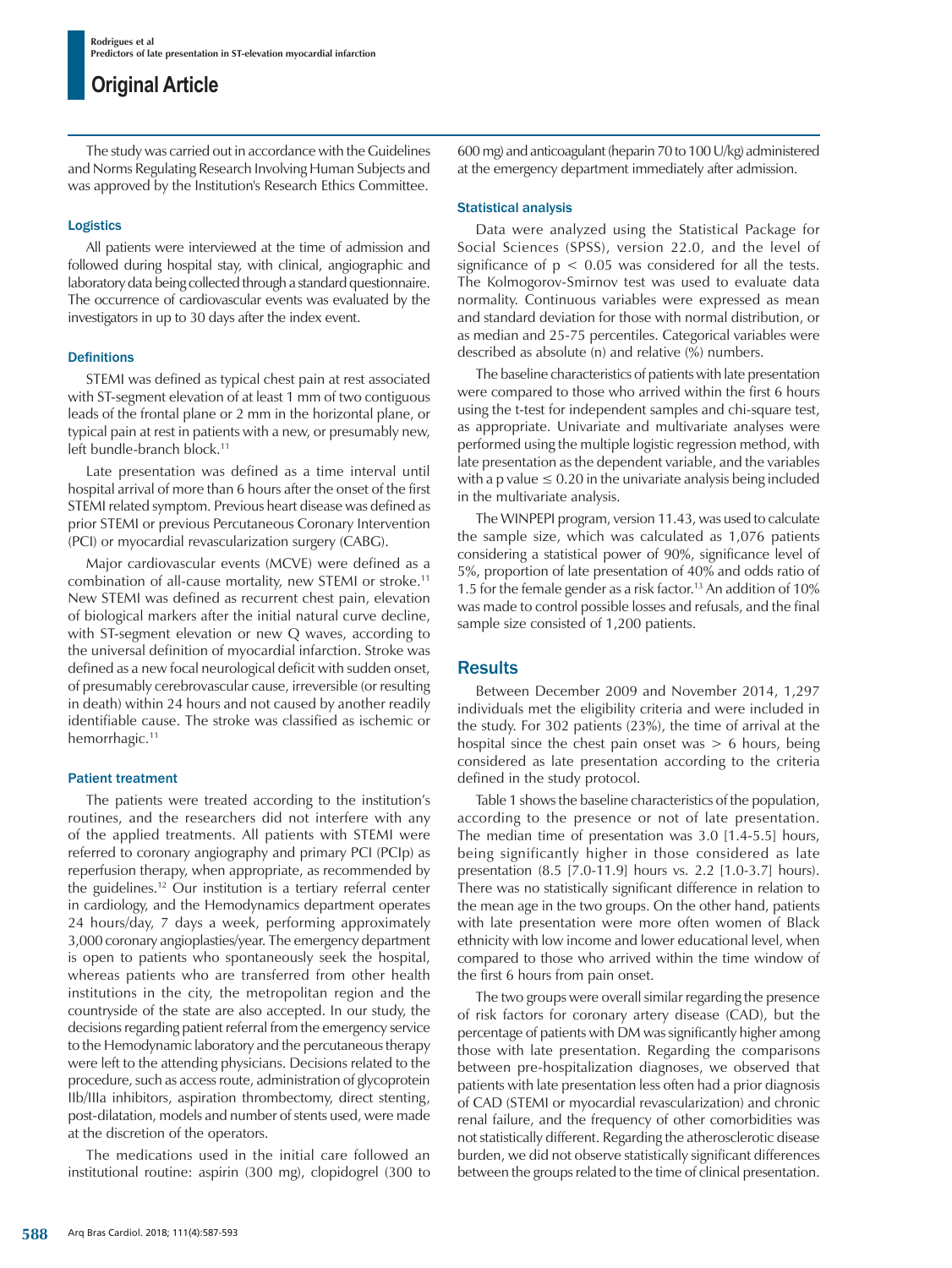The study was carried out in accordance with the Guidelines and Norms Regulating Research Involving Human Subjects and was approved by the Institution's Research Ethics Committee.

### Logistics

All patients were interviewed at the time of admission and followed during hospital stay, with clinical, angiographic and laboratory data being collected through a standard questionnaire. The occurrence of cardiovascular events was evaluated by the investigators in up to 30 days after the index event.

### Definitions

STEMI was defined as typical chest pain at rest associated with ST-segment elevation of at least 1 mm of two contiguous leads of the frontal plane or 2 mm in the horizontal plane, or typical pain at rest in patients with a new, or presumably new, left bundle-branch block.[11]

Late presentation was defined as a time interval until hospital arrival of more than 6 hours after the onset of the first STEMI related symptom. Previous heart disease was defined as prior STEMI or previous Percutaneous Coronary Intervention (PCI) or myocardial revascularization surgery (CABG).

Major cardiovascular events (MCVE) were defined as a combination of all-cause mortality, new STEMI or stroke.[11] New STEMI was defined as recurrent chest pain, elevation of biological markers after the initial natural curve decline, with ST-segment elevation or new Q waves, according to the universal definition of myocardial infarction. Stroke was defined as a new focal neurological deficit with sudden onset, of presumably cerebrovascular cause, irreversible (or resulting in death) within 24 hours and not caused by another readily identifiable cause. The stroke was classified as ischemic or hemorrhagic.[11]

### Patient treatment

The patients were treated according to the institution's routines, and the researchers did not interfere with any of the applied treatments. All patients with STEMI were referred to coronary angiography and primary PCI (PCIp) as reperfusion therapy, when appropriate, as recommended by the guidelines.[12] Our institution is a tertiary referral center in cardiology, and the Hemodynamics department operates 24 hours/day, 7 days a week, performing approximately 3,000 coronary angioplasties/year. The emergency department is open to patients who spontaneously seek the hospital, whereas patients who are transferred from other health institutions in the city, the metropolitan region and the countryside of the state are also accepted. In our study, the decisions regarding patient referral from the emergency service to the Hemodynamic laboratory and the percutaneous therapy were left to the attending physicians. Decisions related to the procedure, such as access route, administration of glycoprotein IIb/IIIa inhibitors, aspiration thrombectomy, direct stenting, post-dilatation, models and number of stents used, were made at the discretion of the operators.

The medications used in the initial care followed an institutional routine: aspirin (300 mg), clopidogrel (300 to 600 mg) and anticoagulant (heparin 70 to 100 U/kg) administered at the emergency department immediately after admission.

### Statistical analysis

Data were analyzed using the Statistical Package for Social Sciences (SPSS), version 22.0, and the level of significance of $p < 0.05$ was considered for all the tests. The Kolmogorov-Smirnov test was used to evaluate data normality. Continuous variables were expressed as mean and standard deviation for those with normal distribution, or as median and 25-75 percentiles. Categorical variables were described as absolute (n) and relative (%) numbers.

The baseline characteristics of patients with late presentation were compared to those who arrived within the first 6 hours using the t-test for independent samples and chi-square test, as appropriate. Univariate and multivariate analyses were performed using the multiple logistic regression method, with late presentation as the dependent variable, and the variables with a p value $\leq 0.20$ in the univariate analysis being included in the multivariate analysis.

The WINPEPI program, version 11.43, was used to calculate the sample size, which was calculated as 1,076 patients considering a statistical power of 90%, significance level of 5%, proportion of late presentation of 40% and odds ratio of 1.5 for the female gender as a risk factor.[13] An addition of 10% was made to control possible losses and refusals, and the final sample size consisted of 1,200 patients.

## Results

Between December 2009 and November 2014, 1,297 individuals met the eligibility criteria and were included in the study. For 302 patients (23%), the time of arrival at the hospital since the chest pain onset was > 6 hours, being considered as late presentation according to the criteria defined in the study protocol.

Table 1 shows the baseline characteristics of the population, according to the presence or not of late presentation. The median time of presentation was 3.0 [1.4-5.5] hours, being significantly higher in those considered as late presentation (8.5 [7.0-11.9] hours vs. 2.2 [1.0-3.7] hours). There was no statistically significant difference in relation to the mean age in the two groups. On the other hand, patients with late presentation were more often women of Black ethnicity with low income and lower educational level, when compared to those who arrived within the time window of the first 6 hours from pain onset.

The two groups were overall similar regarding the presence of risk factors for coronary artery disease (CAD), but the percentage of patients with DM was significantly higher among those with late presentation. Regarding the comparisons between pre-hospitalization diagnoses, we observed that patients with late presentation less often had a prior diagnosis of CAD (STEMI or myocardial revascularization) and chronic renal failure, and the frequency of other comorbidities was not statistically different. Regarding the atherosclerotic disease burden, we did not observe statistically significant differences between the groups related to the time of clinical presentation.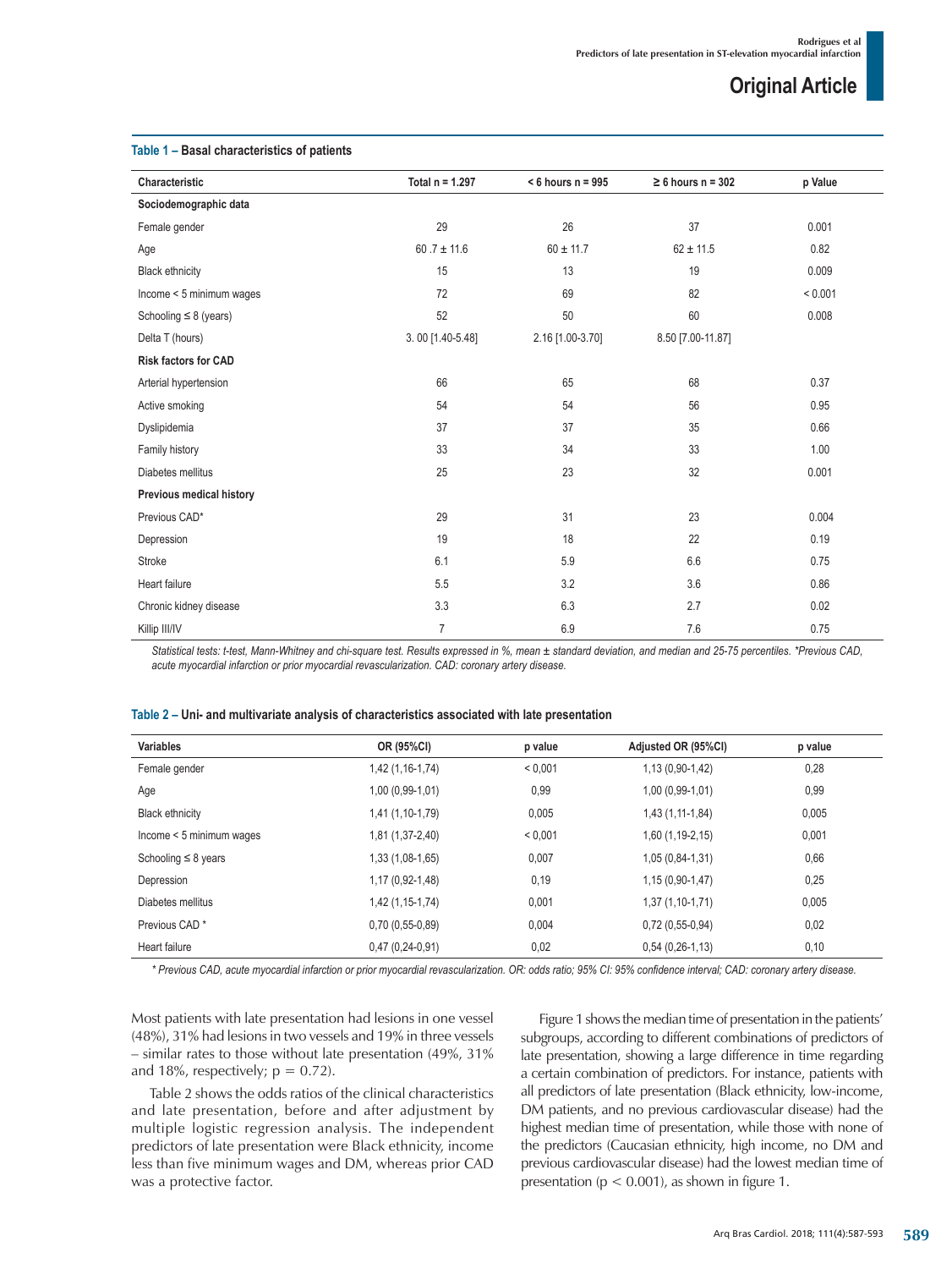**Table 1 – Basal characteristics of patients**

| Characteristic | Total n = 1.297 | < 6 hours n = 995 | ≥ 6 hours n = 302 | p Value |
|---|---|---|---|---|
| **Sociodemographic data** | | | | |
| Female gender | 29 | 26 | 37 | 0.001 |
| Age | 60 .7 ± 11.6 | 60 ± 11.7 | 62 ± 11.5 | 0.82 |
| Black ethnicity | 15 | 13 | 19 | 0.009 |
| Income < 5 minimum wages | 72 | 69 | 82 | < 0.001 |
| Schooling ≤ 8 (years) | 52 | 50 | 60 | 0.008 |
| Delta T (hours) | 3. 00 [1.40-5.48] | 2.16 [1.00-3.70] | 8.50 [7.00-11.87] | |
| **Risk factors for CAD** | | | | |
| Arterial hypertension | 66 | 65 | 68 | 0.37 |
| Active smoking | 54 | 54 | 56 | 0.95 |
| Dyslipidemia | 37 | 37 | 35 | 0.66 |
| Family history | 33 | 34 | 33 | 1.00 |
| Diabetes mellitus | 25 | 23 | 32 | 0.001 |
| **Previous medical history** | | | | |
| Previous CAD* | 29 | 31 | 23 | 0.004 |
| Depression | 19 | 18 | 22 | 0.19 |
| Stroke | 6.1 | 5.9 | 6.6 | 0.75 |
| Heart failure | 5.5 | 3.2 | 3.6 | 0.86 |
| Chronic kidney disease | 3.3 | 6.3 | 2.7 | 0.02 |
| Killip III/IV | 7 | 6.9 | 7.6 | 0.75 |

*Statistical tests: t-test, Mann-Whitney and chi-square test. Results expressed in %, mean ± standard deviation, and median and 25-75 percentiles. *Previous CAD, acute myocardial infarction or prior myocardial revascularization. CAD: coronary artery disease.*

**Table 2 – Uni- and multivariate analysis of characteristics associated with late presentation**

| Variables | OR (95%CI) | p value | Adjusted OR (95%CI) | p value |
|---|---|---|---|---|
| Female gender | 1,42 (1,16-1,74) | < 0,001 | 1,13 (0,90-1,42) | 0,28 |
| Age | 1,00 (0,99-1,01) | 0,99 | 1,00 (0,99-1,01) | 0,99 |
| Black ethnicity | 1,41 (1,10-1,79) | 0,005 | 1,43 (1,11-1,84) | 0,005 |
| Income < 5 minimum wages | 1,81 (1,37-2,40) | < 0,001 | 1,60 (1,19-2,15) | 0,001 |
| Schooling ≤ 8 years | 1,33 (1,08-1,65) | 0,007 | 1,05 (0,84-1,31) | 0,66 |
| Depression | 1,17 (0,92-1,48) | 0,19 | 1,15 (0,90-1,47) | 0,25 |
| Diabetes mellitus | 1,42 (1,15-1,74) | 0,001 | 1,37 (1,10-1,71) | 0,005 |
| Previous CAD * | 0,70 (0,55-0,89) | 0,004 | 0,72 (0,55-0,94) | 0,02 |
| Heart failure | 0,47 (0,24-0,91) | 0,02 | 0,54 (0,26-1,13) | 0,10 |

*\* Previous CAD, acute myocardial infarction or prior myocardial revascularization. OR: odds ratio; 95% CI: 95% confidence interval; CAD: coronary artery disease.*

Most patients with late presentation had lesions in one vessel (48%), 31% had lesions in two vessels and 19% in three vessels – similar rates to those without late presentation (49%, 31% and 18%, respectively; $p = 0.72$).

Table 2 shows the odds ratios of the clinical characteristics and late presentation, before and after adjustment by multiple logistic regression analysis. The independent predictors of late presentation were Black ethnicity, income less than five minimum wages and DM, whereas prior CAD was a protective factor.

Figure 1 shows the median time of presentation in the patients' subgroups, according to different combinations of predictors of late presentation, showing a large difference in time regarding a certain combination of predictors. For instance, patients with all predictors of late presentation (Black ethnicity, low-income, DM patients, and no previous cardiovascular disease) had the highest median time of presentation, while those with none of the predictors (Caucasian ethnicity, high income, no DM and previous cardiovascular disease) had the lowest median time of presentation ($p < 0.001$), as shown in figure 1.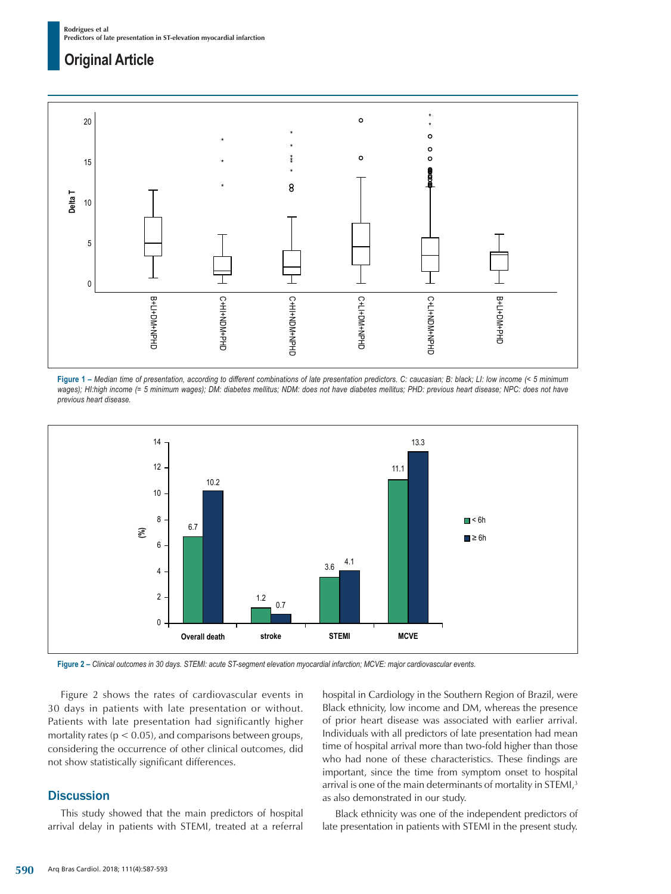Figure 1 – *Median time of presentation, according to different combinations of late presentation predictors. C: caucasian; B: black; LI: low income (< 5 minimum wages); HI:high income (= 5 minimum wages); DM: diabetes mellitus; NDM: does not have diabetes mellitus; PHD: previous heart disease; NPC: does not have previous heart disease.*

Figure 2 – *Clinical outcomes in 30 days. STEMI: acute ST-segment elevation myocardial infarction; MCVE: major cardiovascular events.*

Figure 2 shows the rates of cardiovascular events in 30 days in patients with late presentation or without. Patients with late presentation had significantly higher mortality rates ($p < 0.05$), and comparisons between groups, considering the occurrence of other clinical outcomes, did not show statistically significant differences.

## Discussion

This study showed that the main predictors of hospital arrival delay in patients with STEMI, treated at a referral hospital in Cardiology in the Southern Region of Brazil, were Black ethnicity, low income and DM, whereas the presence of prior heart disease was associated with earlier arrival. Individuals with all predictors of late presentation had mean time of hospital arrival more than two-fold higher than those who had none of these characteristics. These findings are important, since the time from symptom onset to hospital arrival is one of the main determinants of mortality in STEMI,[3] as also demonstrated in our study.

Black ethnicity was one of the independent predictors of late presentation in patients with STEMI in the present study.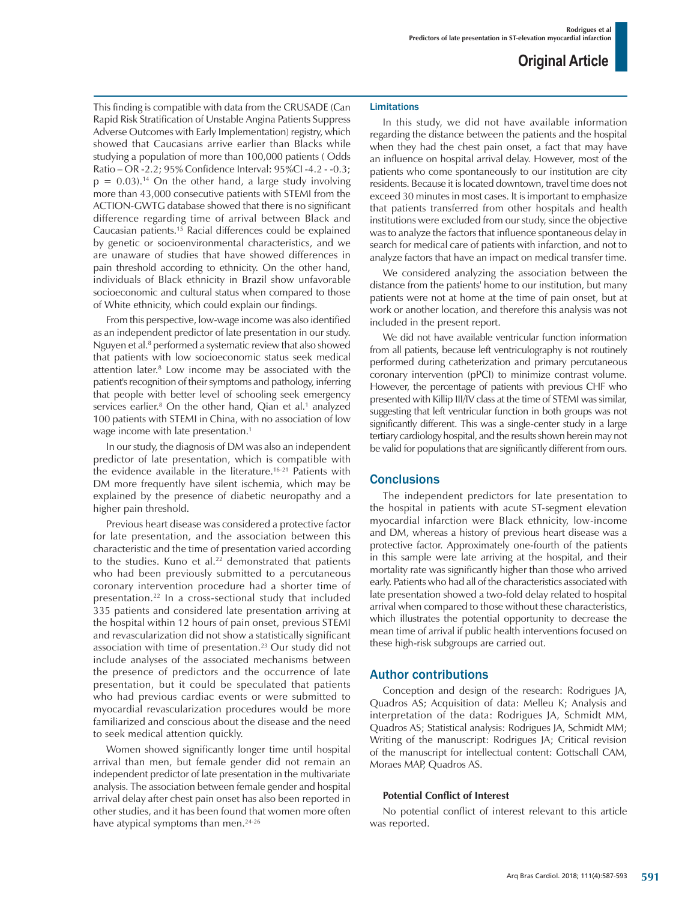This finding is compatible with data from the CRUSADE (Can Rapid Risk Stratification of Unstable Angina Patients Suppress Adverse Outcomes with Early Implementation) registry, which showed that Caucasians arrive earlier than Blacks while studying a population of more than 100,000 patients ( Odds Ratio – OR -2.2; 95% Confidence Interval: 95%CI -4.2 - -0.3; $p = 0.03$).[14] On the other hand, a large study involving more than 43,000 consecutive patients with STEMI from the ACTION-GWTG database showed that there is no significant difference regarding time of arrival between Black and Caucasian patients.[15] Racial differences could be explained by genetic or socioenvironmental characteristics, and we are unaware of studies that have showed differences in pain threshold according to ethnicity. On the other hand, individuals of Black ethnicity in Brazil show unfavorable socioeconomic and cultural status when compared to those of White ethnicity, which could explain our findings.

From this perspective, low-wage income was also identified as an independent predictor of late presentation in our study. Nguyen et al.[8] performed a systematic review that also showed that patients with low socioeconomic status seek medical attention later.[8] Low income may be associated with the patient's recognition of their symptoms and pathology, inferring that people with better level of schooling seek emergency services earlier.[8] On the other hand, Qian et al.[1] analyzed 100 patients with STEMI in China, with no association of low wage income with late presentation.[1]

In our study, the diagnosis of DM was also an independent predictor of late presentation, which is compatible with the evidence available in the literature.[16-21] Patients with DM more frequently have silent ischemia, which may be explained by the presence of diabetic neuropathy and a higher pain threshold.

Previous heart disease was considered a protective factor for late presentation, and the association between this characteristic and the time of presentation varied according to the studies. Kuno et al.[22] demonstrated that patients who had been previously submitted to a percutaneous coronary intervention procedure had a shorter time of presentation.[22] In a cross-sectional study that included 335 patients and considered late presentation arriving at the hospital within 12 hours of pain onset, previous STEMI and revascularization did not show a statistically significant association with time of presentation.[23] Our study did not include analyses of the associated mechanisms between the presence of predictors and the occurrence of late presentation, but it could be speculated that patients who had previous cardiac events or were submitted to myocardial revascularization procedures would be more familiarized and conscious about the disease and the need to seek medical attention quickly.

Women showed significantly longer time until hospital arrival than men, but female gender did not remain an independent predictor of late presentation in the multivariate analysis. The association between female gender and hospital arrival delay after chest pain onset has also been reported in other studies, and it has been found that women more often have atypical symptoms than men.[24-26]

### Limitations

In this study, we did not have available information regarding the distance between the patients and the hospital when they had the chest pain onset, a fact that may have an influence on hospital arrival delay. However, most of the patients who come spontaneously to our institution are city residents. Because it is located downtown, travel time does not exceed 30 minutes in most cases. It is important to emphasize that patients transferred from other hospitals and health institutions were excluded from our study, since the objective was to analyze the factors that influence spontaneous delay in search for medical care of patients with infarction, and not to analyze factors that have an impact on medical transfer time.

We considered analyzing the association between the distance from the patients' home to our institution, but many patients were not at home at the time of pain onset, but at work or another location, and therefore this analysis was not included in the present report.

We did not have available ventricular function information from all patients, because left ventriculography is not routinely performed during catheterization and primary percutaneous coronary intervention (pPCI) to minimize contrast volume. However, the percentage of patients with previous CHF who presented with Killip III/IV class at the time of STEMI was similar, suggesting that left ventricular function in both groups was not significantly different. This was a single-center study in a large tertiary cardiology hospital, and the results shown herein may not be valid for populations that are significantly different from ours.

## Conclusions

The independent predictors for late presentation to the hospital in patients with acute ST-segment elevation myocardial infarction were Black ethnicity, low-income and DM, whereas a history of previous heart disease was a protective factor. Approximately one-fourth of the patients in this sample were late arriving at the hospital, and their mortality rate was significantly higher than those who arrived early. Patients who had all of the characteristics associated with late presentation showed a two-fold delay related to hospital arrival when compared to those without these characteristics, which illustrates the potential opportunity to decrease the mean time of arrival if public health interventions focused on these high-risk subgroups are carried out.

## Author contributions

Conception and design of the research: Rodrigues JA, Quadros AS; Acquisition of data: Melleu K; Analysis and interpretation of the data: Rodrigues JA, Schmidt MM, Quadros AS; Statistical analysis: Rodrigues JA, Schmidt MM; Writing of the manuscript: Rodrigues JA; Critical revision of the manuscript for intellectual content: Gottschall CAM, Moraes MAP, Quadros AS.

**Potential Conflict of Interest**

No potential conflict of interest relevant to this article was reported.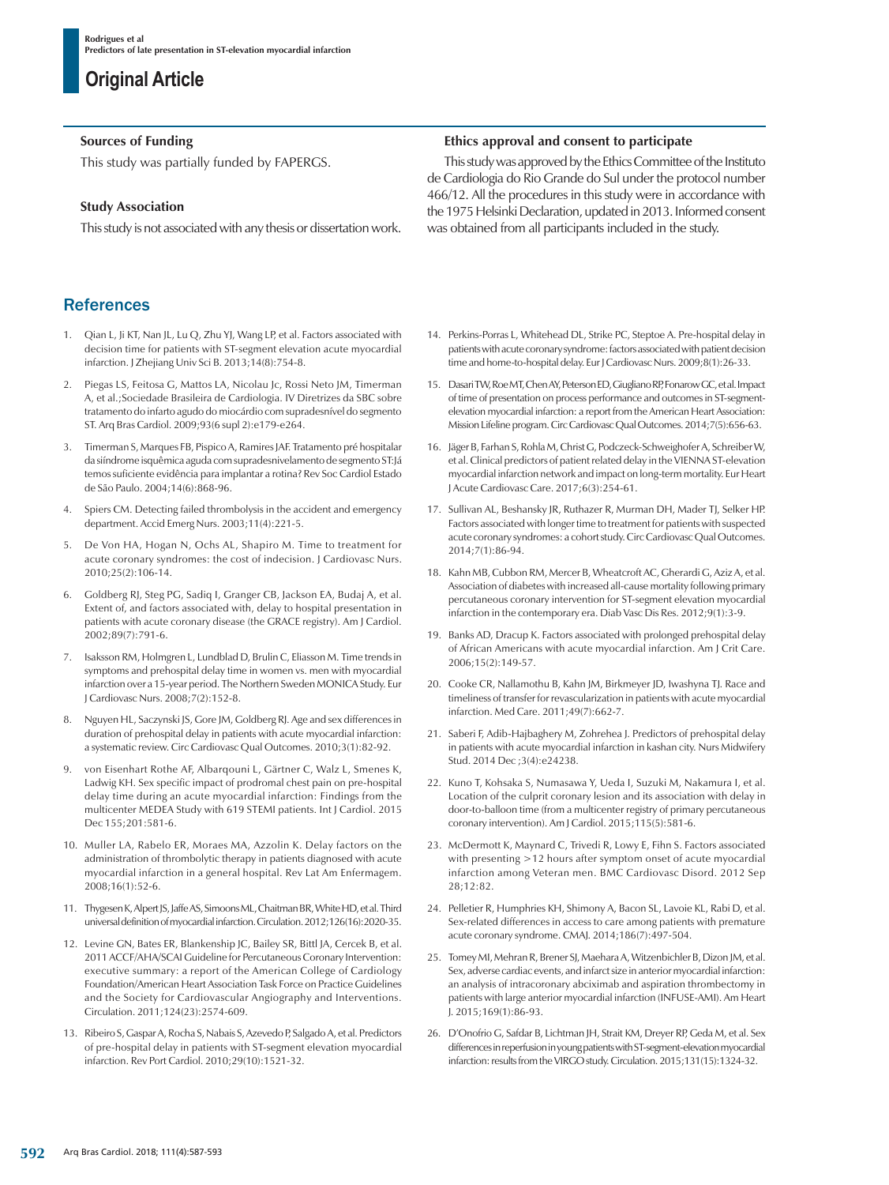### Sources of Funding

This study was partially funded by FAPERGS.

### Study Association

This study is not associated with any thesis or dissertation work.

### Ethics approval and consent to participate

This study was approved by the Ethics Committee of the Instituto de Cardiologia do Rio Grande do Sul under the protocol number 466/12. All the procedures in this study were in accordance with the 1975 Helsinki Declaration, updated in 2013. Informed consent was obtained from all participants included in the study.

## References

1. Qian L, Ji KT, Nan JL, Lu Q, Zhu YJ, Wang LP, et al. Factors associated with decision time for patients with ST-segment elevation acute myocardial infarction. J Zhejiang Univ Sci B. 2013;14(8):754-8.
2. Piegas LS, Feitosa G, Mattos LA, Nicolau Jc, Rossi Neto JM, Timerman A, et al.;Sociedade Brasileira de Cardiologia. IV Diretrizes da SBC sobre tratamento do infarto agudo do miocárdio com supradesnível do segmento ST. Arq Bras Cardiol. 2009;93(6 supl 2):e179-e264.
3. Timerman S, Marques FB, Pispico A, Ramires JAF. Tratamento pré hospitalar da siíndrome isquêmica aguda com supradesnivelamento de segmento ST: Já temos suficiente evidência para implantar a rotina? Rev Soc Cardiol Estado de São Paulo. 2004;14(6):868-96.
4. Spiers CM. Detecting failed thrombolysis in the accident and emergency department. Accid Emerg Nurs. 2003;11(4):221-5.
5. De Von HA, Hogan N, Ochs AL, Shapiro M. Time to treatment for acute coronary syndromes: the cost of indecision. J Cardiovasc Nurs. 2010;25(2):106-14.
6. Goldberg RJ, Steg PG, Sadiq I, Granger CB, Jackson EA, Budaj A, et al. Extent of, and factors associated with, delay to hospital presentation in patients with acute coronary disease (the GRACE registry). Am J Cardiol. 2002;89(7):791-6.
7. Isaksson RM, Holmgren L, Lundblad D, Brulin C, Eliasson M. Time trends in symptoms and prehospital delay time in women vs. men with myocardial infarction over a 15-year period. The Northern Sweden MONICA Study. Eur J Cardiovasc Nurs. 2008;7(2):152-8.
8. Nguyen HL, Saczynski JS, Gore JM, Goldberg RJ. Age and sex differences in duration of prehospital delay in patients with acute myocardial infarction: a systematic review. Circ Cardiovasc Qual Outcomes. 2010;3(1):82-92.
9. von Eisenhart Rothe AF, Albarqouni L, Gärtner C, Walz L, Smenes K, Ladwig KH. Sex specific impact of prodromal chest pain on pre-hospital delay time during an acute myocardial infarction: Findings from the multicenter MEDEA Study with 619 STEMI patients. Int J Cardiol. 2015 Dec 155;201:581-6.
10. Muller LA, Rabelo ER, Moraes MA, Azzolin K. Delay factors on the administration of thrombolytic therapy in patients diagnosed with acute myocardial infarction in a general hospital. Rev Lat Am Enfermagem. 2008;16(1):52-6.
11. Thygesen K, Alpert JS, Jaffe AS, Simoons ML, Chaitman BR, White HD, et al. Third universal definition of myocardial infarction. Circulation. 2012;126(16):2020-35.
12. Levine GN, Bates ER, Blankenship JC, Bailey SR, Bittl JA, Cercek B, et al. 2011 ACCF/AHA/SCAI Guideline for Percutaneous Coronary Intervention: executive summary: a report of the American College of Cardiology Foundation/American Heart Association Task Force on Practice Guidelines and the Society for Cardiovascular Angiography and Interventions. Circulation. 2011;124(23):2574-609.
13. Ribeiro S, Gaspar A, Rocha S, Nabais S, Azevedo P, Salgado A, et al. Predictors of pre-hospital delay in patients with ST-segment elevation myocardial infarction. Rev Port Cardiol. 2010;29(10):1521-32.
14. Perkins-Porras L, Whitehead DL, Strike PC, Steptoe A. Pre-hospital delay in patients with acute coronary syndrome: factors associated with patient decision time and home-to-hospital delay. Eur J Cardiovasc Nurs. 2009;8(1):26-33.
15. Dasari TW, Roe MT, Chen AY, Peterson ED, Giugliano RP, Fonarow GC, et al. Impact of time of presentation on process performance and outcomes in ST-segment-elevation myocardial infarction: a report from the American Heart Association: Mission Lifeline program. Circ Cardiovasc Qual Outcomes. 2014;7(5):656-63.
16. Jäger B, Farhan S, Rohla M, Christ G, Podczeck-Schweighofer A, Schreiber W, et al. Clinical predictors of patient related delay in the VIENNA ST-elevation myocardial infarction network and impact on long-term mortality. Eur Heart J Acute Cardiovasc Care. 2017;6(3):254-61.
17. Sullivan AL, Beshansky JR, Ruthazer R, Murman DH, Mader TJ, Selker HP. Factors associated with longer time to treatment for patients with suspected acute coronary syndromes: a cohort study. Circ Cardiovasc Qual Outcomes. 2014;7(1):86-94.
18. Kahn MB, Cubbon RM, Mercer B, Wheatcroft AC, Gherardi G, Aziz A, et al. Association of diabetes with increased all-cause mortality following primary percutaneous coronary intervention for ST-segment elevation myocardial infarction in the contemporary era. Diab Vasc Dis Res. 2012;9(1):3-9.
19. Banks AD, Dracup K. Factors associated with prolonged prehospital delay of African Americans with acute myocardial infarction. Am J Crit Care. 2006;15(2):149-57.
20. Cooke CR, Nallamothu B, Kahn JM, Birkmeyer JD, Iwashyna TJ. Race and timeliness of transfer for revascularization in patients with acute myocardial infarction. Med Care. 2011;49(7):662-7.
21. Saberi F, Adib-Hajbaghery M, Zohrehea J. Predictors of prehospital delay in patients with acute myocardial infarction in kashan city. Nurs Midwifery Stud. 2014 Dec ;3(4):e24238.
22. Kuno T, Kohsaka S, Numasawa Y, Ueda I, Suzuki M, Nakamura I, et al. Location of the culprit coronary lesion and its association with delay in door-to-balloon time (from a multicenter registry of primary percutaneous coronary intervention). Am J Cardiol. 2015;115(5):581-6.
23. McDermott K, Maynard C, Trivedi R, Lowy E, Fihn S. Factors associated with presenting >12 hours after symptom onset of acute myocardial infarction among Veteran men. BMC Cardiovasc Disord. 2012 Sep 28;12:82.
24. Pelletier R, Humphries KH, Shimony A, Bacon SL, Lavoie KL, Rabi D, et al. Sex-related differences in access to care among patients with premature acute coronary syndrome. CMAJ. 2014;186(7):497-504.
25. Tomey MI, Mehran R, Brener SJ, Maehara A, Witzenbichler B, Dizon JM, et al. Sex, adverse cardiac events, and infarct size in anterior myocardial infarction: an analysis of intracoronary abciximab and aspiration thrombectomy in patients with large anterior myocardial infarction (INFUSE-AMI). Am Heart J. 2015;169(1):86-93.
26. D'Onofrio G, Safdar B, Lichtman JH, Strait KM, Dreyer RP, Geda M, et al. Sex differences in reperfusion in young patients with ST-segment-elevation myocardial infarction: results from the VIRGO study. Circulation. 2015;131(15):1324-32.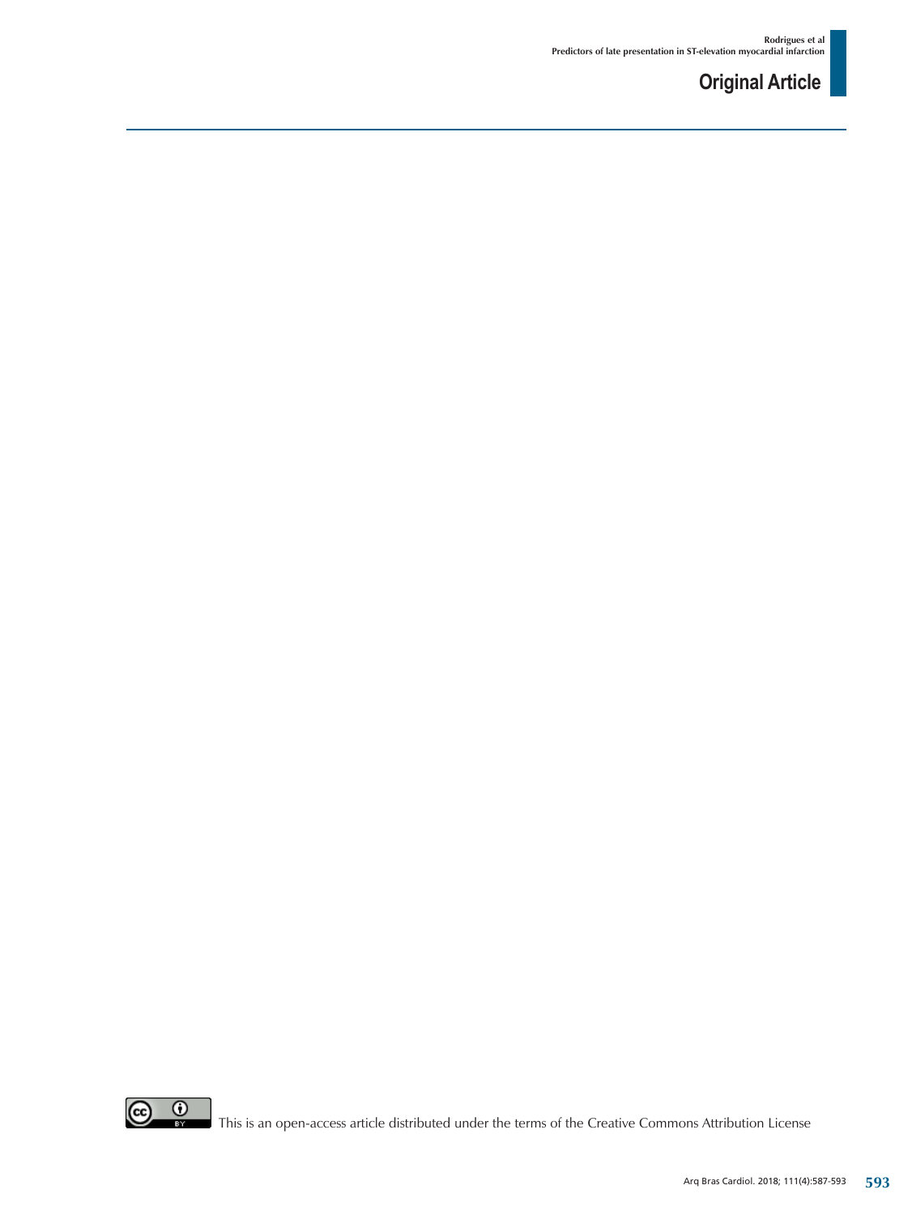This is an open-access article distributed under the terms of the Creative Commons Attribution License